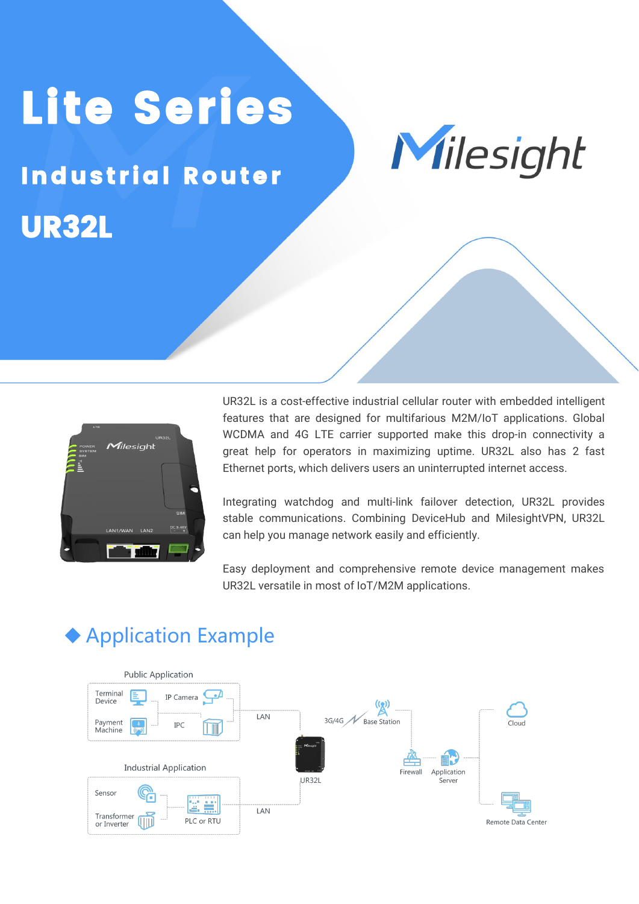# Lite Series

## Industrial Router

# UR32L

Milesight

UR32L is a cost-effective industrial cellular router with embedded intelligent features that are designed for multifarious M2M/IoT applications. Global WCDMA and 4G LTE carrier supported make this drop-in connectivity a great help for operators in maximizing uptime. UR32L also has 2 fast Ethernet ports, which delivers users an uninterrupted internet access.

Integrating watchdog and multi-link failover detection, UR32L provides stable communications. Combining DeviceHub and MilesightVPN, UR32L can help you manage network easily and efficiently.

Easy deployment and comprehensive remote device management makes UR32L versatile in most of IoT/M2M applications.

## Application Example

Public Application: Terminal Device, IP Camera, Payment Machine, IPC

Industrial Application: Sensor, Transformer or Inverter, PLC or RTU

LAN, LAN, UR32L, 3G/4G, Base Station, Firewall, Application Server, Cloud, Remote Data Center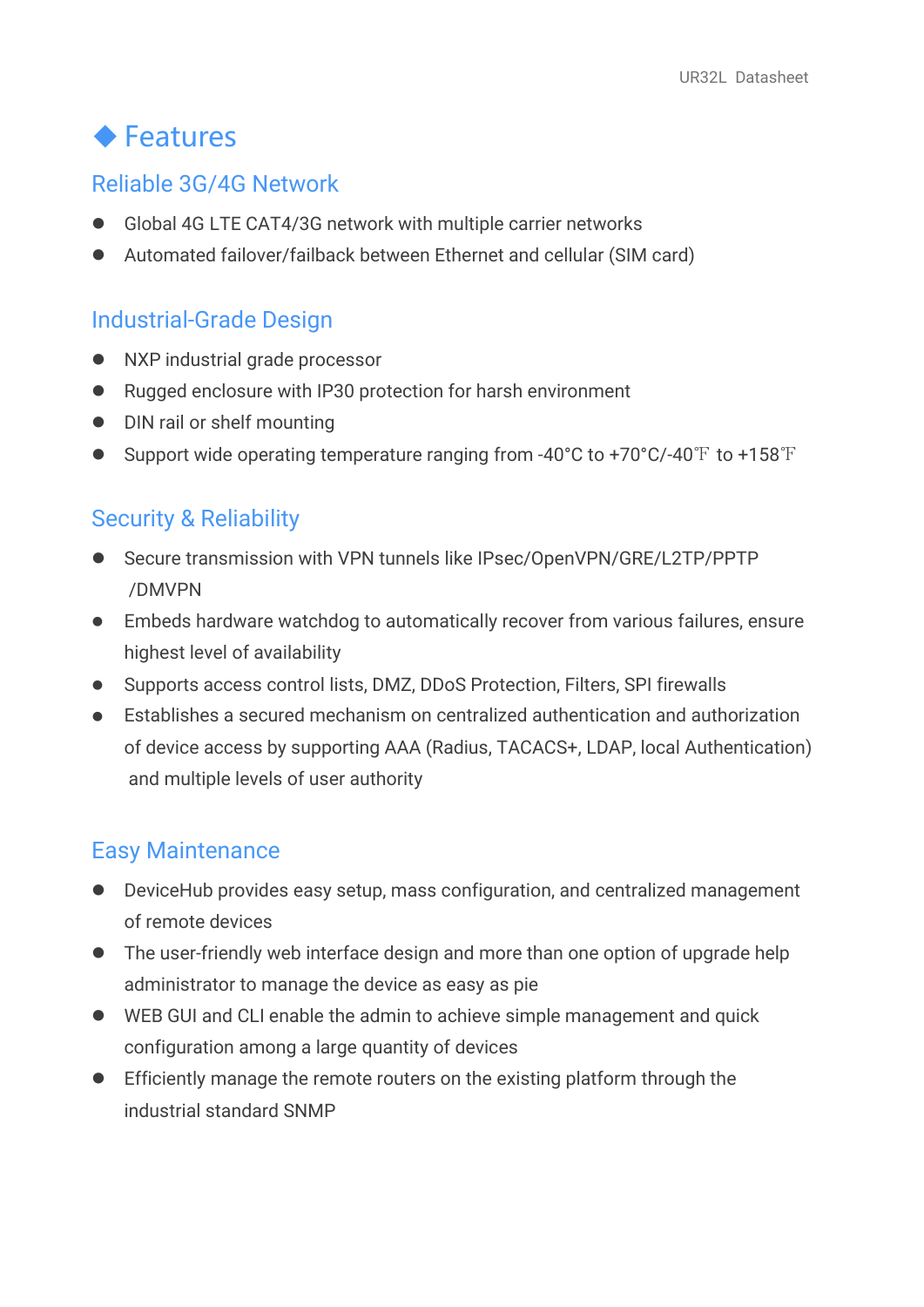# ◆ Features

## Reliable 3G/4G Network

- Global 4G LTE CAT4/3G network with multiple carrier networks
- Automated failover/failback between Ethernet and cellular (SIM card)

## Industrial-Grade Design

- NXP industrial grade processor
- Rugged enclosure with IP30 protection for harsh environment
- DIN rail or shelf mounting
- Support wide operating temperature ranging from -40°C to +70°C/-40℉ to +158℉

## Security & Reliability

- Secure transmission with VPN tunnels like IPsec/OpenVPN/GRE/L2TP/PPTP /DMVPN
- Embeds hardware watchdog to automatically recover from various failures, ensure highest level of availability
- Supports access control lists, DMZ, DDoS Protection, Filters, SPI firewalls
- Establishes a secured mechanism on centralized authentication and authorization of device access by supporting AAA (Radius, TACACS+, LDAP, local Authentication) and multiple levels of user authority

## Easy Maintenance

- DeviceHub provides easy setup, mass configuration, and centralized management of remote devices
- The user-friendly web interface design and more than one option of upgrade help administrator to manage the device as easy as pie
- WEB GUI and CLI enable the admin to achieve simple management and quick configuration among a large quantity of devices
- Efficiently manage the remote routers on the existing platform through the industrial standard SNMP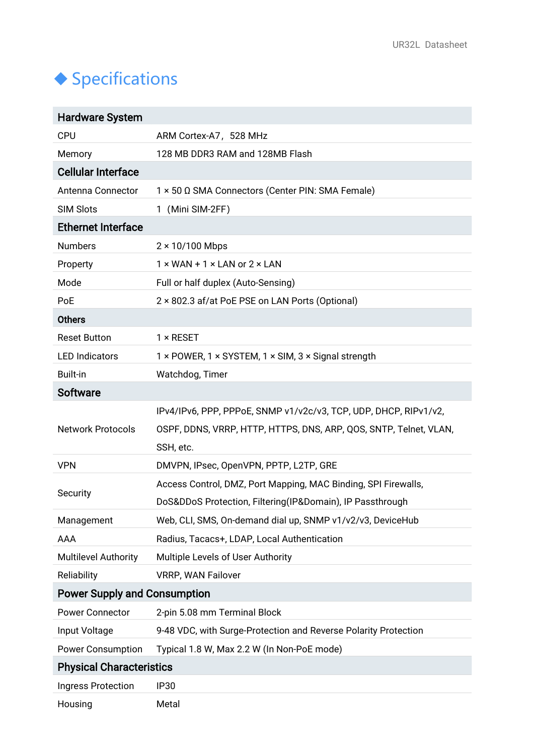## ◆ Specifications

| **Hardware System** | |
|---|---|
| CPU | ARM Cortex-A7， 528 MHz |
| Memory | 128 MB DDR3 RAM and 128MB Flash |
| **Cellular Interface** | |
| Antenna Connector | 1 × 50 Ω SMA Connectors (Center PIN: SMA Female) |
| SIM Slots | 1 （Mini SIM-2FF） |
| **Ethernet Interface** | |
| Numbers | 2 × 10/100 Mbps |
| Property | 1 × WAN + 1 × LAN or 2 × LAN |
| Mode | Full or half duplex (Auto-Sensing) |
| PoE | 2 × 802.3 af/at PoE PSE on LAN Ports (Optional) |
| **Others** | |
| Reset Button | 1 × RESET |
| LED Indicators | 1 × POWER, 1 × SYSTEM, 1 × SIM, 3 × Signal strength |
| Built-in | Watchdog, Timer |
| **Software** | |
| Network Protocols | IPv4/IPv6, PPP, PPPoE, SNMP v1/v2c/v3, TCP, UDP, DHCP, RIPv1/v2, OSPF, DDNS, VRRP, HTTP, HTTPS, DNS, ARP, QOS, SNTP, Telnet, VLAN, SSH, etc. |
| VPN | DMVPN, IPsec, OpenVPN, PPTP, L2TP, GRE |
| Security | Access Control, DMZ, Port Mapping, MAC Binding, SPI Firewalls, DoS&DDoS Protection, Filtering(IP&Domain), IP Passthrough |
| Management | Web, CLI, SMS, On-demand dial up, SNMP v1/v2/v3, DeviceHub |
| AAA | Radius, Tacacs+, LDAP, Local Authentication |
| Multilevel Authority | Multiple Levels of User Authority |
| Reliability | VRRP, WAN Failover |
| **Power Supply and Consumption** | |
| Power Connector | 2-pin 5.08 mm Terminal Block |
| Input Voltage | 9-48 VDC, with Surge-Protection and Reverse Polarity Protection |
| Power Consumption | Typical 1.8 W, Max 2.2 W (In Non-PoE mode) |
| **Physical Characteristics** | |
| Ingress Protection | IP30 |
| Housing | Metal |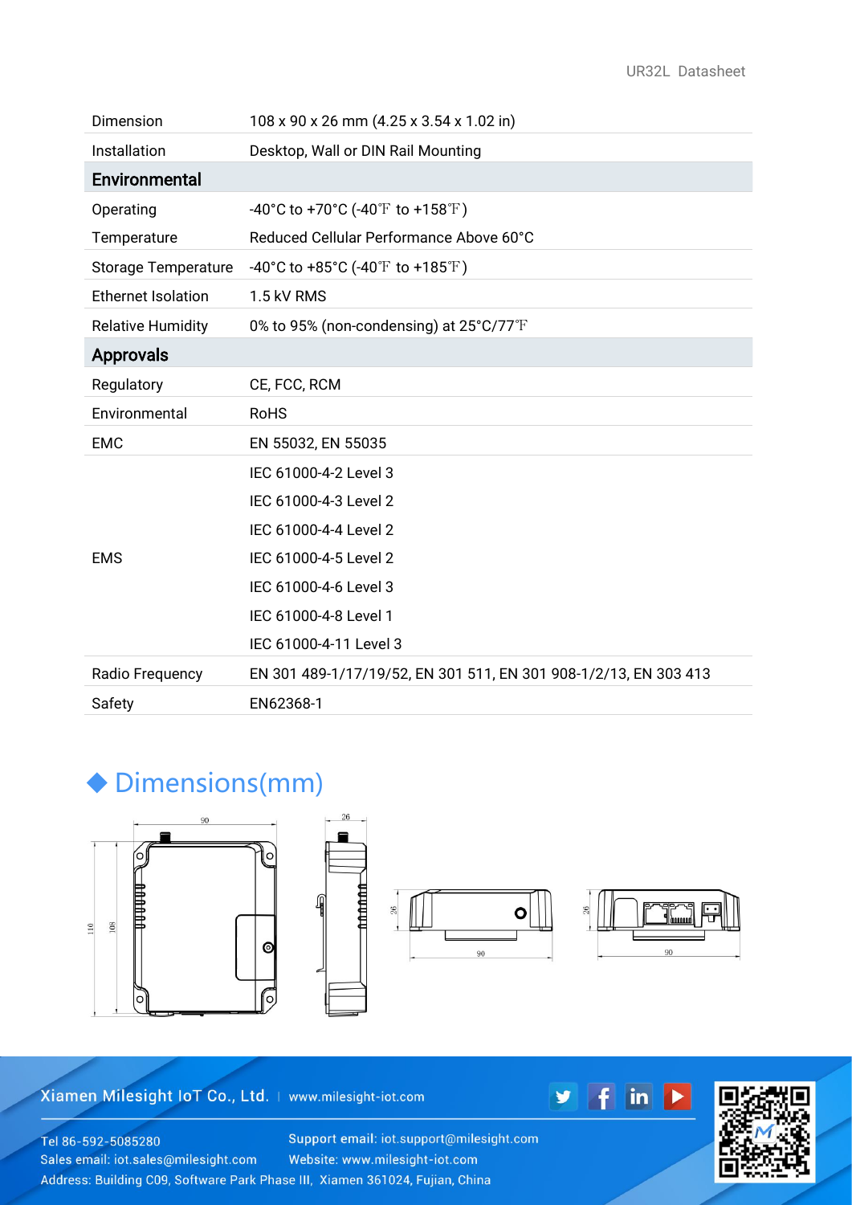| | |
|---|---|
| Dimension | 108 x 90 x 26 mm (4.25 x 3.54 x 1.02 in) |
| Installation | Desktop, Wall or DIN Rail Mounting |
| **Environmental** | |
| Operating Temperature | -40°C to +70°C (-40℉ to +158℉)<br>Reduced Cellular Performance Above 60°C |
| Storage Temperature | -40°C to +85°C (-40℉ to +185℉) |
| Ethernet Isolation | 1.5 kV RMS |
| Relative Humidity | 0% to 95% (non-condensing) at 25°C/77℉ |
| **Approvals** | |
| Regulatory | CE, FCC, RCM |
| Environmental | RoHS |
| EMC | EN 55032, EN 55035 |
| EMS | IEC 61000-4-2 Level 3<br>IEC 61000-4-3 Level 2<br>IEC 61000-4-4 Level 2<br>IEC 61000-4-5 Level 2<br>IEC 61000-4-6 Level 3<br>IEC 61000-4-8 Level 1<br>IEC 61000-4-11 Level 3 |
| Radio Frequency | EN 301 489-1/17/19/52, EN 301 511, EN 301 908-1/2/13, EN 303 413 |
| Safety | EN62368-1 |

## ◆ Dimensions(mm)

90
26
110
108
26
90
26
90

Xiamen Milesight IoT Co., Ltd. | www.milesight-iot.com

Tel 86-592-5085280
Sales email: iot.sales@milesight.com
Support email: iot.support@milesight.com
Website: www.milesight-iot.com
Address: Building C09, Software Park Phase III, Xiamen 361024, Fujian, China